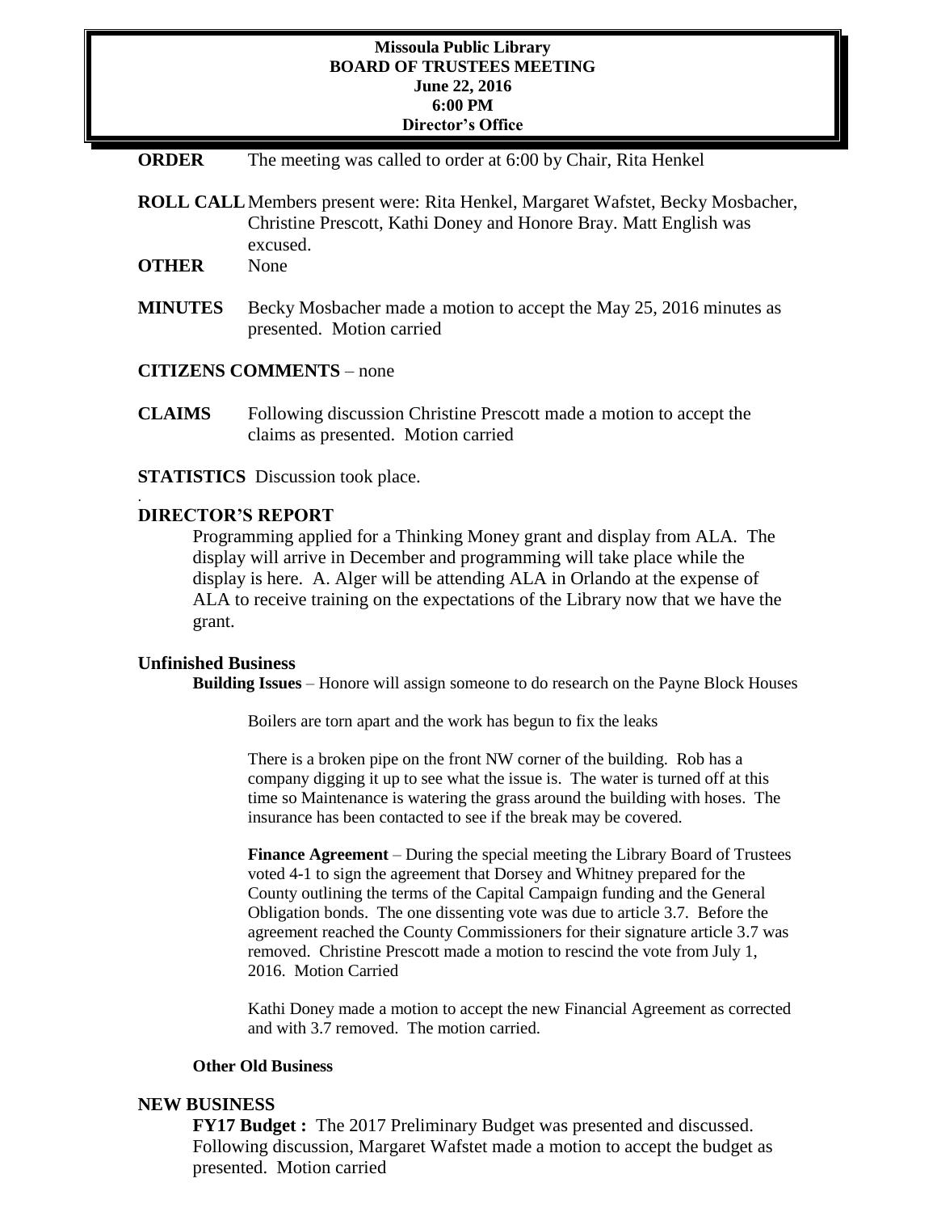**Missoula Public Library**
**BOARD OF TRUSTEES MEETING**
**June 22, 2016**
**6:00 PM**
**Director's Office**

**ORDER** The meeting was called to order at 6:00 by Chair, Rita Henkel

**ROLL CALL** Members present were: Rita Henkel, Margaret Wafstet, Becky Mosbacher, Christine Prescott, Kathi Doney and Honore Bray. Matt English was excused.

**OTHER** None

**MINUTES** Becky Mosbacher made a motion to accept the May 25, 2016 minutes as presented. Motion carried

**CITIZENS COMMENTS** – none

**CLAIMS** Following discussion Christine Prescott made a motion to accept the claims as presented. Motion carried

**STATISTICS** Discussion took place.

.

**DIRECTOR'S REPORT**

Programming applied for a Thinking Money grant and display from ALA. The display will arrive in December and programming will take place while the display is here. A. Alger will be attending ALA in Orlando at the expense of ALA to receive training on the expectations of the Library now that we have the grant.

**Unfinished Business**

**Building Issues** – Honore will assign someone to do research on the Payne Block Houses

Boilers are torn apart and the work has begun to fix the leaks

There is a broken pipe on the front NW corner of the building. Rob has a company digging it up to see what the issue is. The water is turned off at this time so Maintenance is watering the grass around the building with hoses. The insurance has been contacted to see if the break may be covered.

**Finance Agreement** – During the special meeting the Library Board of Trustees voted 4-1 to sign the agreement that Dorsey and Whitney prepared for the County outlining the terms of the Capital Campaign funding and the General Obligation bonds. The one dissenting vote was due to article 3.7. Before the agreement reached the County Commissioners for their signature article 3.7 was removed. Christine Prescott made a motion to rescind the vote from July 1, 2016. Motion Carried

Kathi Doney made a motion to accept the new Financial Agreement as corrected and with 3.7 removed. The motion carried.

**Other Old Business**

**NEW BUSINESS**

**FY17 Budget :** The 2017 Preliminary Budget was presented and discussed. Following discussion, Margaret Wafstet made a motion to accept the budget as presented. Motion carried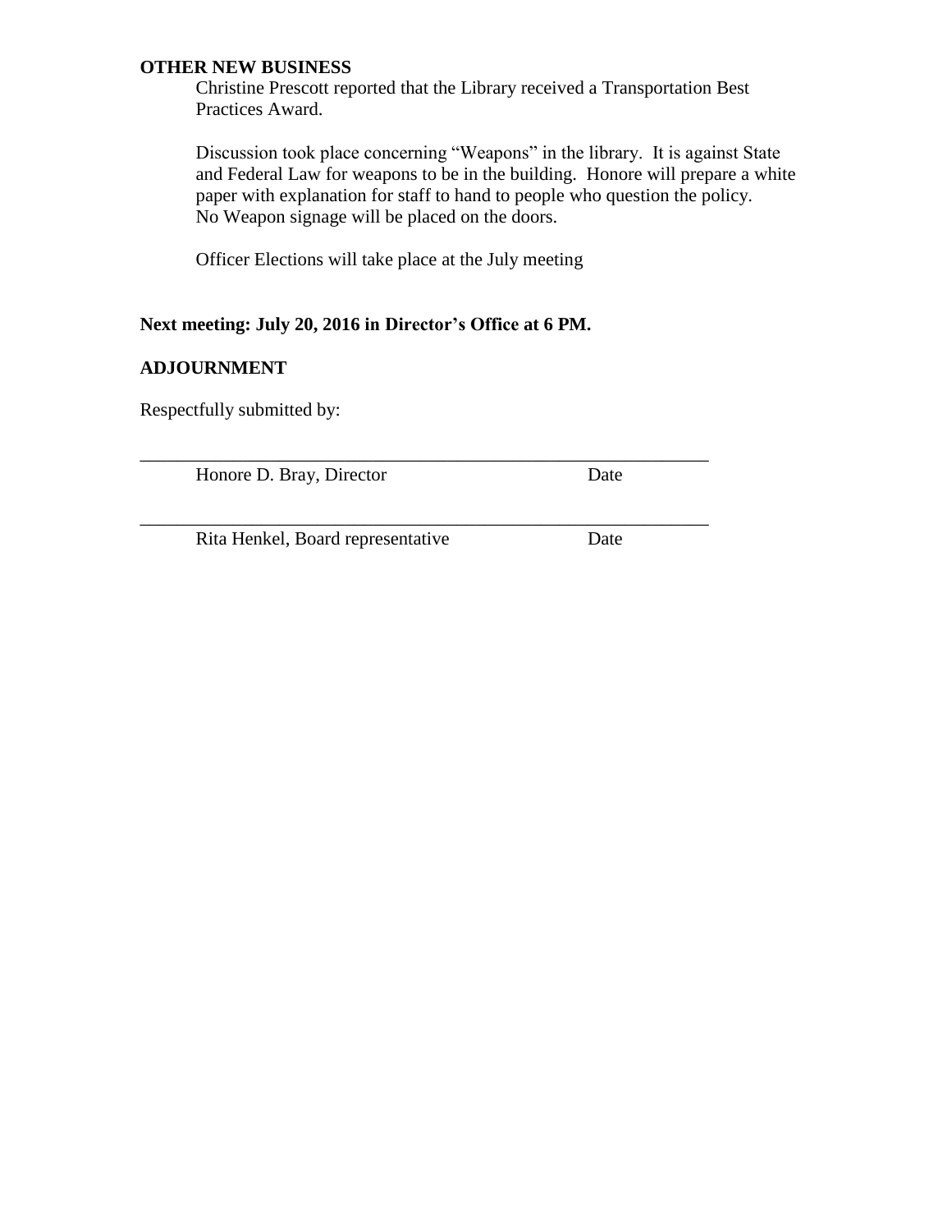**OTHER NEW BUSINESS**

Christine Prescott reported that the Library received a Transportation Best Practices Award.

Discussion took place concerning "Weapons" in the library. It is against State and Federal Law for weapons to be in the building. Honore will prepare a white paper with explanation for staff to hand to people who question the policy. No Weapon signage will be placed on the doors.

Officer Elections will take place at the July meeting

**Next meeting: July 20, 2016 in Director's Office at 6 PM.**

**ADJOURNMENT**

Respectfully submitted by:

_______________________________________________________________

Honore D. Bray, Director Date

_______________________________________________________________

Rita Henkel, Board representative Date